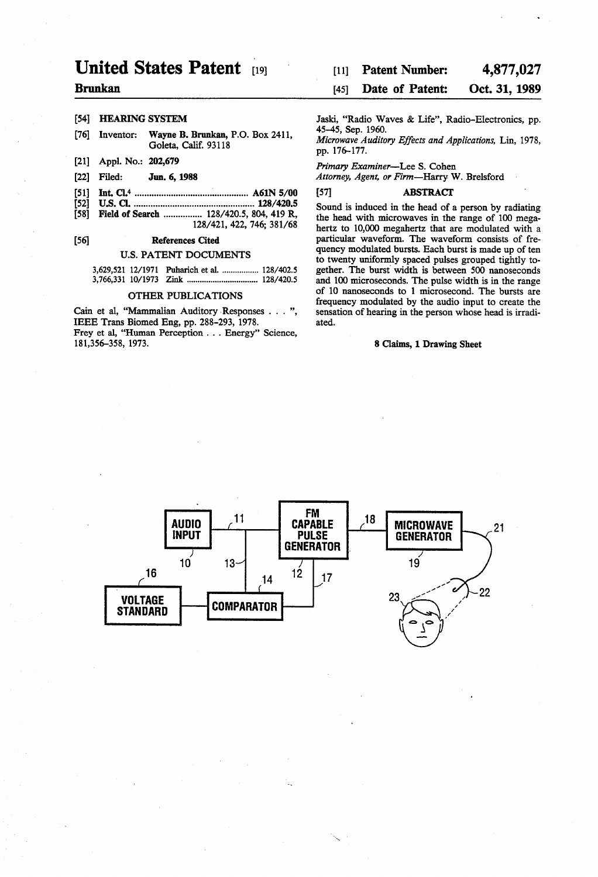# United States Patent [19]

**Brunkan**

[11] **Patent Number: 4,877,027**

[45] **Date of Patent: Oct. 31, 1989**

[54] **HEARING SYSTEM**

[76] Inventor: **Wayne B. Brunkan**, P.O. Box 2411, Goleta, Calif. 93118

[21] Appl. No.: **202,679**

[22] Filed: **Jun. 6, 1988**

[51] **Int. Cl.**[4] ............................................ **A61N 5/00**

[52] **U.S. Cl.** ............................................ **128/420.5**

[58] **Field of Search** ............... 128/420.5, 804, 419 R, 128/421, 422, 746; 381/68

[56] **References Cited**

U.S. PATENT DOCUMENTS

3,629,521 12/1971 Puharich et al. ................ 128/402.5
3,766,331 10/1973 Zink ................................ 128/420.5

OTHER PUBLICATIONS

Cain et al, "Mammalian Auditory Responses . . . ", IEEE Trans Biomed Eng, pp. 288–293, 1978.

Frey et al, "Human Perception . . . Energy" Science, 181,356–358, 1973.

Jaski, "Radio Waves & Life", Radio-Electronics, pp. 45–45, Sep. 1960.

*Microwave Auditory Effects and Applications*, Lin, 1978, pp. 176–177.

*Primary Examiner*—Lee S. Cohen
*Attorney, Agent, or Firm*—Harry W. Brelsford

[57] **ABSTRACT**

Sound is induced in the head of a person by radiating the head with microwaves in the range of 100 megahertz to 10,000 megahertz that are modulated with a particular waveform. The waveform consists of frequency modulated bursts. Each burst is made up of ten to twenty uniformly spaced pulses grouped tightly together. The burst width is between 500 nanoseconds and 100 microseconds. The pulse width is in the range of 10 nanoseconds to 1 microsecond. The bursts are frequency modulated by the audio input to create the sensation of hearing in the person whose head is irradiated.

**8 Claims, 1 Drawing Sheet**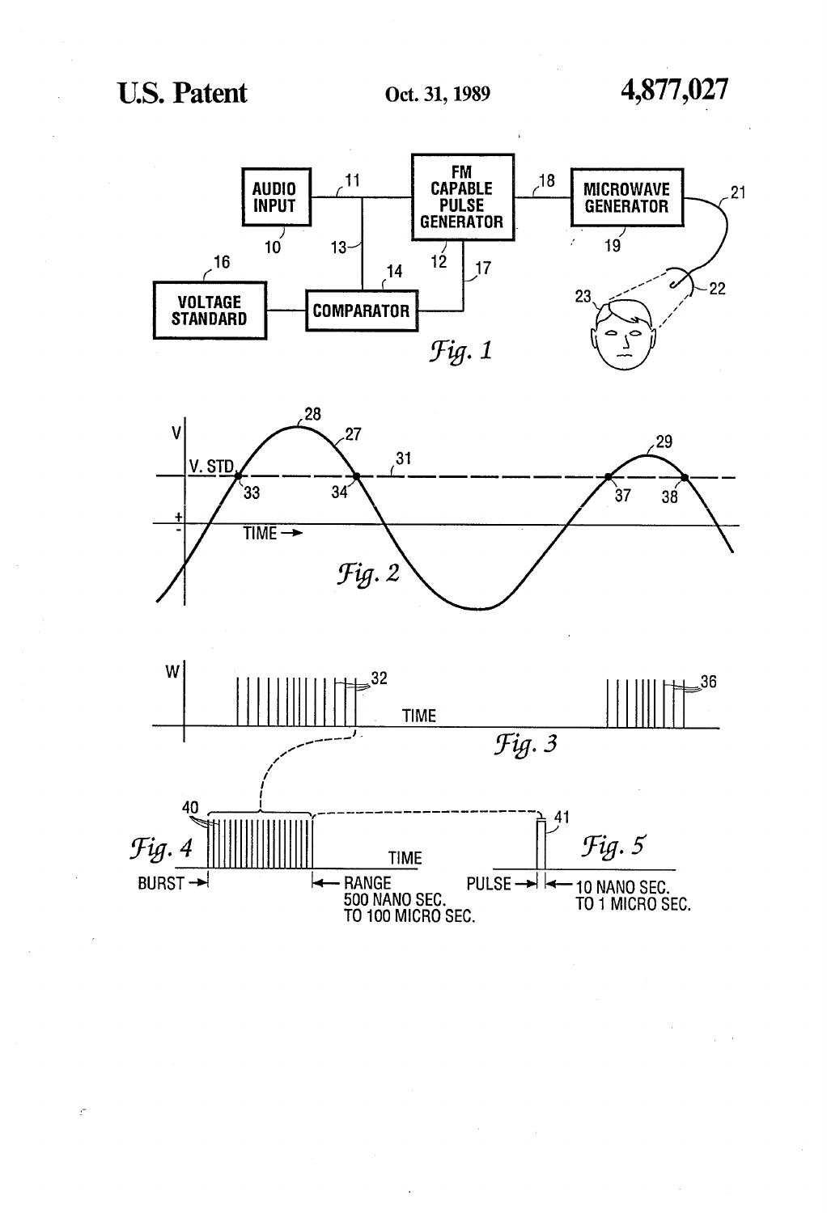AUDIO INPUT 10

11

13

FM CAPABLE PULSE GENERATOR 12

18

MICROWAVE GENERATOR 19

21

22

23

16

VOLTAGE STANDARD

14

COMPARATOR

17

*Fig. 1*

V

V. STD.

28

27

31

29

33

34

37

38

+

-

TIME →

*Fig. 2*

W

32

36

TIME

*Fig. 3*

40

*Fig. 4*

TIME

BURST →| |← RANGE 500 NANO SEC. TO 100 MICRO SEC.

41

*Fig. 5*

PULSE →| |← 10 NANO SEC. TO 1 MICRO SEC.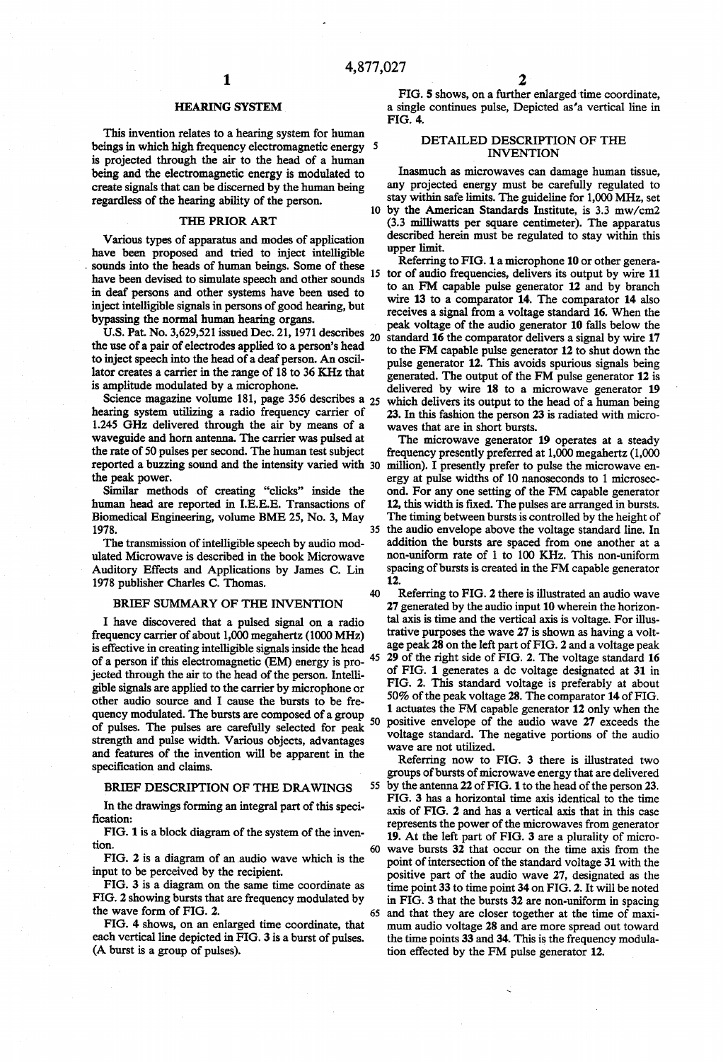# HEARING SYSTEM

This invention relates to a hearing system for human beings in which high frequency electromagnetic energy is projected through the air to the head of a human being and the electromagnetic energy is modulated to create signals that can be discerned by the human being regardless of the hearing ability of the person.

## THE PRIOR ART

Various types of apparatus and modes of application have been proposed and tried to inject intelligible sounds into the heads of human beings. Some of these have been devised to simulate speech and other sounds in deaf persons and other systems have been used to inject intelligible signals in persons of good hearing, but bypassing the normal human hearing organs.

U.S. Pat. No. 3,629,521 issued Dec. 21, 1971 describes the use of a pair of electrodes applied to a person's head to inject speech into the head of a deaf person. An oscillator creates a carrier in the range of 18 to 36 KHz that is amplitude modulated by a microphone.

Science magazine volume 181, page 356 describes a hearing system utilizing a radio frequency carrier of 1.245 GHz delivered through the air by means of a waveguide and horn antenna. The carrier was pulsed at the rate of 50 pulses per second. The human test subject reported a buzzing sound and the intensity varied with the peak power.

Similar methods of creating "clicks" inside the human head are reported in I.E.E.E. Transactions of Biomedical Engineering, volume BME 25, No. 3, May 1978.

The transmission of intelligible speech by audio modulated Microwave is described in the book Microwave Auditory Effects and Applications by James C. Lin 1978 publisher Charles C. Thomas.

## BRIEF SUMMARY OF THE INVENTION

I have discovered that a pulsed signal on a radio frequency carrier of about 1,000 megahertz (1000 MHz) is effective in creating intelligible signals inside the head of a person if this electromagnetic (EM) energy is projected through the air to the head of the person. Intelligible signals are applied to the carrier by microphone or other audio source and I cause the bursts to be frequency modulated. The bursts are composed of a group of pulses. The pulses are carefully selected for peak strength and pulse width. Various objects, advantages and features of the invention will be apparent in the specification and claims.

## BRIEF DESCRIPTION OF THE DRAWINGS

In the drawings forming an integral part of this specification:

FIG. 1 is a block diagram of the system of the invention.

FIG. 2 is a diagram of an audio wave which is the input to be perceived by the recipient.

FIG. 3 is a diagram on the same time coordinate as FIG. 2 showing bursts that are frequency modulated by the wave form of FIG. 2.

FIG. 4 shows, on an enlarged time coordinate, that each vertical line depicted in FIG. 3 is a burst of pulses. (A burst is a group of pulses).

FIG. 5 shows, on a further enlarged time coordinate, a single continues pulse, Depicted as'a vertical line in FIG. 4.

## DETAILED DESCRIPTION OF THE INVENTION

Inasmuch as microwaves can damage human tissue, any projected energy must be carefully regulated to stay within safe limits. The guideline for 1,000 MHz, set by the American Standards Institute, is 3.3 mw/cm2 (3.3 milliwatts per square centimeter). The apparatus described herein must be regulated to stay within this upper limit.

Referring to FIG. 1 a microphone **10** or other generator of audio frequencies, delivers its output by wire **11** to an FM capable pulse generator **12** and by branch wire **13** to a comparator **14**. The comparator **14** also receives a signal from a voltage standard **16**. When the peak voltage of the audio generator **10** falls below the standard **16** the comparator delivers a signal by wire **17** to the FM capable pulse generator **12** to shut down the pulse generator **12**. This avoids spurious signals being generated. The output of the FM pulse generator **12** is delivered by wire **18** to a microwave generator **19** which delivers its output to the head of a human being **23**. In this fashion the person **23** is radiated with microwaves that are in short bursts.

The microwave generator **19** operates at a steady frequency presently preferred at 1,000 megahertz (1,000 million). I presently prefer to pulse the microwave energy at pulse widths of 10 nanoseconds to 1 microsecond. For any one setting of the FM capable generator **12**, this width is fixed. The pulses are arranged in bursts. The timing between bursts is controlled by the height of the audio envelope above the voltage standard line. In addition the bursts are spaced from one another at a non-uniform rate of 1 to 100 KHz. This non-uniform spacing of bursts is created in the FM capable generator **12**.

Referring to FIG. 2 there is illustrated an audio wave **27** generated by the audio input **10** wherein the horizontal axis is time and the vertical axis is voltage. For illustrative purposes the wave **27** is shown as having a voltage peak **28** on the left part of FIG. 2 and a voltage peak **29** of the right side of FIG. 2. The voltage standard **16** of FIG. 1 generates a dc voltage designated at **31** in FIG. 2. This standard voltage is preferably at about 50% of the peak voltage **28**. The comparator **14** of FIG. 1 actuates the FM capable generator **12** only when the positive envelope of the audio wave **27** exceeds the voltage standard. The negative portions of the audio wave are not utilized.

Referring now to FIG. 3 there is illustrated two groups of bursts of microwave energy that are delivered by the antenna **22** of FIG. 1 to the head of the person **23**. FIG. 3 has a horizontal time axis identical to the time axis of FIG. 2 and has a vertical axis that in this case represents the power of the microwaves from generator **19**. At the left part of FIG. 3 are a plurality of microwave bursts **32** that occur on the time axis from the point of intersection of the standard voltage **31** with the positive part of the audio wave **27**, designated as the time point **33** to time point **34** on FIG. 2. It will be noted in FIG. 3 that the bursts **32** are non-uniform in spacing and that they are closer together at the time of maximum audio voltage **28** and are more spread out toward the time points **33** and **34**. This is the frequency modulation effected by the FM pulse generator **12**.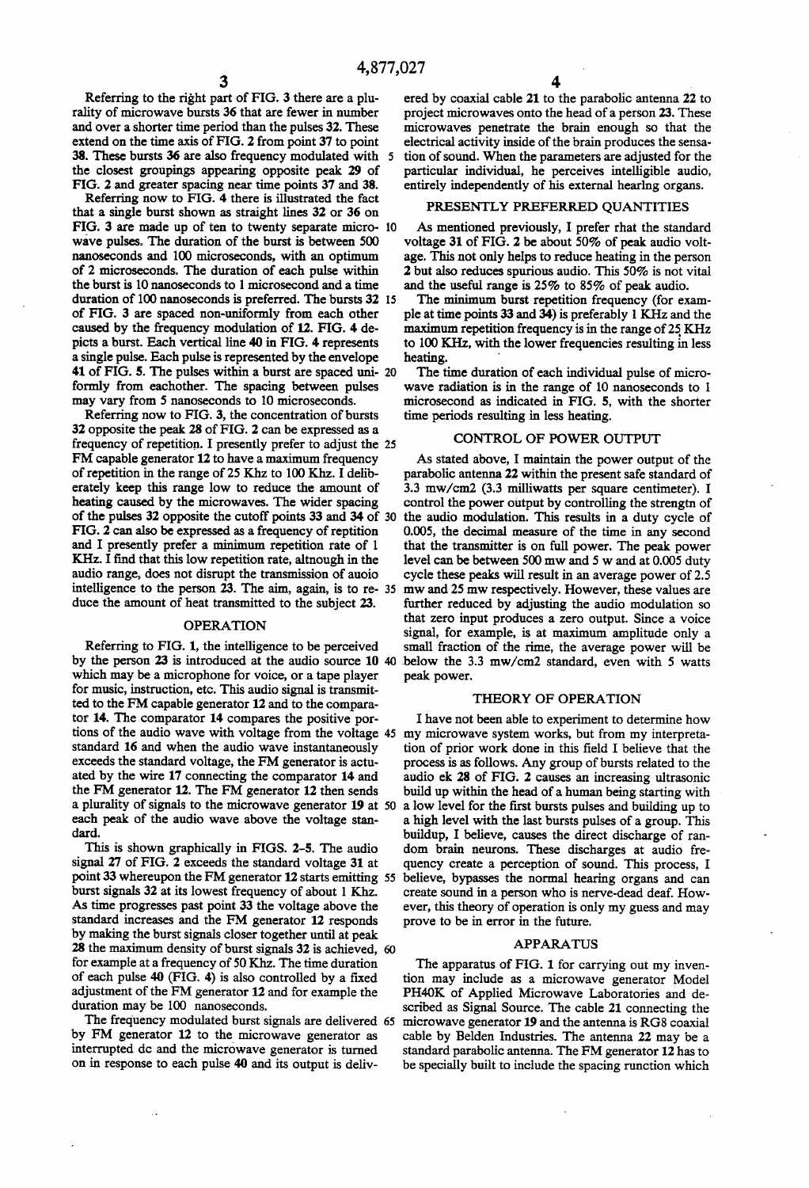Referring to the right part of FIG. 3 there are a plurality of microwave bursts 36 that are fewer in number and over a shorter time period than the pulses 32. These extend on the time axis of FIG. 2 from point 37 to point 38. These bursts 36 are also frequency modulated with the closest groupings appearing opposite peak 29 of FIG. 2 and greater spacing near time points 37 and 38.

Referring now to FIG. 4 there is illustrated the fact that a single burst shown as straight lines 32 or 36 on FIG. 3 are made up of ten to twenty separate microwave pulses. The duration of the burst is between 500 nanoseconds and 100 microseconds, with an optimum of 2 microseconds. The duration of each pulse within the burst is 10 nanoseconds to 1 microsecond and a time duration of 100 nanoseconds is preferred. The bursts 32 of FIG. 3 are spaced non-uniformly from each other caused by the frequency modulation of 12. FIG. 4 depicts a burst. Each vertical line 40 in FIG. 4 represents a single pulse. Each pulse is represented by the envelope 41 of FIG. 5. The pulses within a burst are spaced uniformly from eachother. The spacing between pulses may vary from 5 nanoseconds to 10 microseconds.

Referring now to FIG. 3, the concentration of bursts 32 opposite the peak 28 of FIG. 2 can be expressed as a frequency of repetition. I presently prefer to adjust the FM capable generator 12 to have a maximum frequency of repetition in the range of 25 Khz to 100 Khz. I deliberately keep this range low to reduce the amount of heating caused by the microwaves. The wider spacing of the pulses 32 opposite the cutoff points 33 and 34 of FIG. 2 can also be expressed as a frequency of reptition and I presently prefer a minimum repetition rate of 1 KHz. I find that this low repetition rate, altough in the audio range, does not disrupt the transmission of auoio intelligence to the person 23. The aim, again, is to reduce the amount of heat transmitted to the subject 23.

## OPERATION

Referring to FIG. 1, the intelligence to be perceived by the person 23 is introduced at the audio source 10 which may be a microphone for voice, or a tape player for music, instruction, etc. This audio signal is transmitted to the FM capable generator 12 and to the comparator 14. The comparator 14 compares the positive portions of the audio wave with voltage from the voltage standard 16 and when the audio wave instantaneously exceeds the standard voltage, the FM generator is actuated by the wire 17 connecting the comparator 14 and the FM generator 12. The FM generator 12 then sends a plurality of signals to the microwave generator 19 at each peak of the audio wave above the voltage standard.

This is shown graphically in FIGS. 2-5. The audio signal 27 of FIG. 2 exceeds the standard voltage 31 at point 33 whereupon the FM generator 12 starts emitting burst signals 32 at its lowest frequency of about 1 Khz. As time progresses past point 33 the voltage above the standard increases and the FM generator 12 responds by making the burst signals closer together until at peak 28 the maximum density of burst signals 32 is achieved, for example at a frequency of 50 Khz. The time duration of each pulse 40 (FIG. 4) is also controlled by a fixed adjustment of the FM generator 12 and for example the duration may be 100 nanoseconds.

The frequency modulated burst signals are delivered by FM generator 12 to the microwave generator as interrupted dc and the microwave generator is turned on in response to each pulse 40 and its output is delivered by coaxial cable 21 to the parabolic antenna 22 to project microwaves onto the head of a person 23. These microwaves penetrate the brain enough so that the electrical activity inside of the brain produces the sensation of sound. When the parameters are adjusted for the particular individual, he perceives intelligible audio, entirely independently of his external hearlng organs.

## PRESENTLY PREFERRED QUANTITIES

As mentioned previously, I prefer rhat the standard voltage 31 of FIG. 2 be about 50% of peak audio voltage. This not only helps to reduce heating in the person 2 but also reduces spurious audio. This 50% is not vital and the useful range is 25% to 85% of peak audio.

The minimum burst repetition frequency (for example at time points 33 and 34) is preferably 1 KHz and the maximum repetition frequency is in the range of 25 KHz to 100 KHz, with the lower frequencies resulting in less heating.

The time duration of each individual pulse of microwave radiation is in the range of 10 nanoseconds to 1 microsecond as indicated in FIG. 5, with the shorter time periods resulting in less heating.

## CONTROL OF POWER OUTPUT

As stated above, I maintain the power output of the parabolic antenna 22 within the present safe standard of 3.3 mw/cm2 (3.3 milliwatts per square centimeter). I control the power output by controlling the strengtn of the audio modulation. This results in a duty cycle of 0.005, the decimal measure of the time in any second that the transmitter is on full power. The peak power level can be between 500 mw and 5 w and at 0.005 duty cycle these peaks will result in an average power of 2.5 mw and 25 mw respectively. However, these values are further reduced by adjusting the audio modulation so that zero input produces a zero output. Since a voice signal, for example, is at maximum amplitude only a small fraction of the rime, the average power will be below the 3.3 mw/cm2 standard, even with 5 watts peak power.

## THEORY OF OPERATION

I have not been able to experiment to determine how my microwave system works, but from my interpretation of prior work done in this field I believe that the process is as follows. Any group of bursts related to the audio ek 28 of FIG. 2 causes an increasing ultrasonic build up within the head of a human being starting with a low level for the first bursts pulses and building up to a high level with the last bursts pulses of a group. This buildup, I believe, causes the direct discharge of random brain neurons. These discharges at audio frequency create a perception of sound. This process, I believe, bypasses the normal hearing organs and can create sound in a person who is nerve-dead deaf. However, this theory of operation is only my guess and may prove to be in error in the future.

## APPARATUS

The apparatus of FIG. 1 for carrying out my invention may include as a microwave generator Model PH40K of Applied Microwave Laboratories and described as Signal Source. The cable 21 connecting the microwave generator 19 and the antenna is RG8 coaxial cable by Belden Industries. The antenna 22 may be a standard parabolic antenna. The FM generator 12 has to be specially built to include the spacing runction which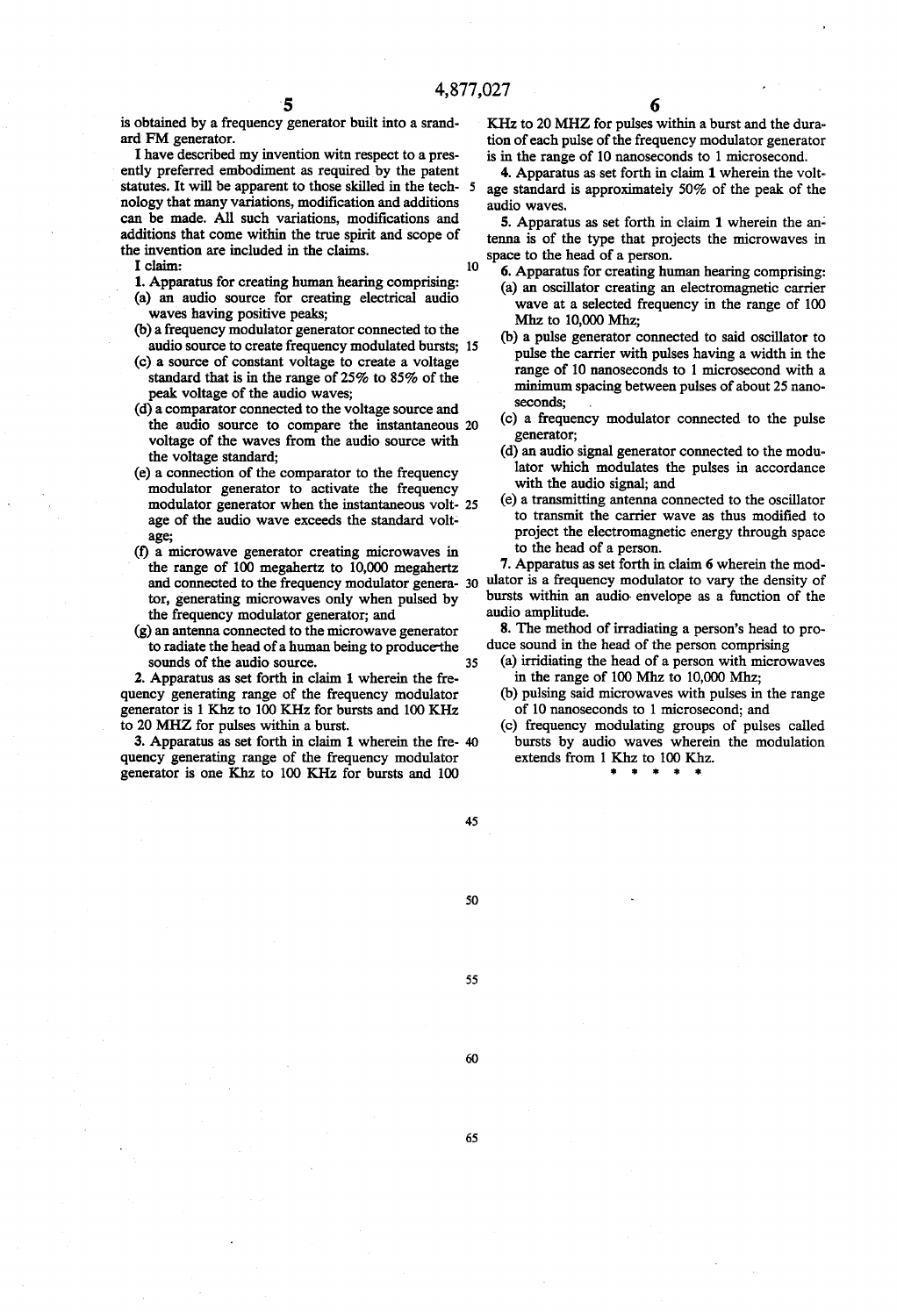is obtained by a frequency generator built into a strandard FM generator.

I have described my invention witn respect to a presently preferred embodiment as required by the patent statutes. It will be apparent to those skilled in the technology that many variations, modification and additions can be made. All such variations, modifications and additions that come within the true spirit and scope of the invention are included in the claims.

I claim:

1. Apparatus for creating human hearing comprising:
   - (a) an audio source for creating electrical audio waves having positive peaks;
   - (b) a frequency modulator generator connected to the audio source to create frequency modulated bursts;
   - (c) a source of constant voltage to create a voltage standard that is in the range of 25% to 85% of the peak voltage of the audio waves;
   - (d) a comparator connected to the voltage source and the audio source to compare the instantaneous voltage of the waves from the audio source with the voltage standard;
   - (e) a connection of the comparator to the frequency modulator generator to activate the frequency modulator generator when the instantaneous voltage of the audio wave exceeds the standard voltage;
   - (f) a microwave generator creating microwaves in the range of 100 megahertz to 10,000 megahertz and connected to the frequency modulator generator, generating microwaves only when pulsed by the frequency modulator generator; and
   - (g) an antenna connected to the microwave generator to radiate the head of a human being to produce the sounds of the audio source.

2. Apparatus as set forth in claim 1 wherein the frequency generating range of the frequency modulator generator is 1 Khz to 100 KHz for bursts and 100 KHz to 20 MHZ for pulses within a burst.

3. Apparatus as set forth in claim 1 wherein the frequency generating range of the frequency modulator generator is one Khz to 100 KHz for bursts and 100 KHz to 20 MHZ for pulses within a burst and the duration of each pulse of the frequency modulator generator is in the range of 10 nanoseconds to 1 microsecond.

4. Apparatus as set forth in claim 1 wherein the voltage standard is approximately 50% of the peak of the audio waves.

5. Apparatus as set forth in claim 1 wherein the antenna is of the type that projects the microwaves in space to the head of a person.

6. Apparatus for creating human hearing comprising:
   - (a) an oscillator creating an electromagnetic carrier wave at a selected frequency in the range of 100 Mhz to 10,000 Mhz;
   - (b) a pulse generator connected to said oscillator to pulse the carrier with pulses having a width in the range of 10 nanoseconds to 1 microsecond with a minimum spacing between pulses of about 25 nanoseconds;
   - (c) a frequency modulator connected to the pulse generator;
   - (d) an audio signal generator connected to the modulator which modulates the pulses in accordance with the audio signal; and
   - (e) a transmitting antenna connected to the oscillator to transmit the carrier wave as thus modified to project the electromagnetic energy through space to the head of a person.

7. Apparatus as set forth in claim 6 wherein the modulator is a frequency modulator to vary the density of bursts within an audio envelope as a function of the audio amplitude.

8. The method of irradiating a person's head to produce sound in the head of the person comprising
   - (a) irridiating the head of a person with microwaves in the range of 100 Mhz to 10,000 Mhz;
   - (b) pulsing said microwaves with pulses in the range of 10 nanoseconds to 1 microsecond; and
   - (c) frequency modulating groups of pulses called bursts by audio waves wherein the modulation extends from 1 Khz to 100 Khz.

\* \* \* \* \*